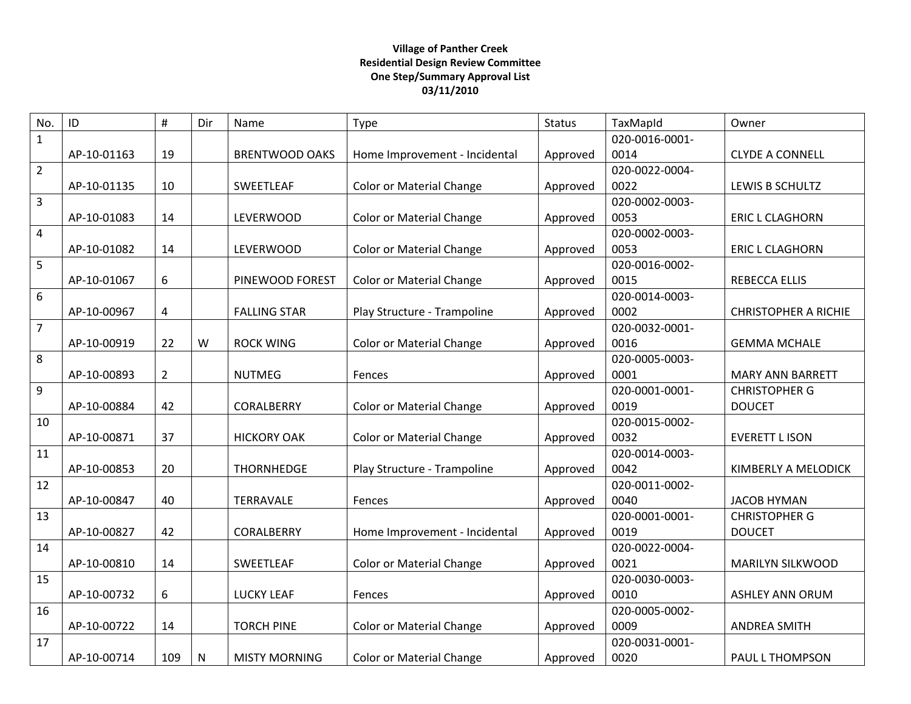**Village of Panther Creek**
**Residential Design Review Committee**
**One Step/Summary Approval List**
**03/11/2010**

| No. | ID | # | Dir | Name | Type | Status | TaxMapId | Owner |
|---|---|---|---|---|---|---|---|---|
| 1 | AP-10-01163 | 19 | | BRENTWOOD OAKS | Home Improvement - Incidental | Approved | 020-0016-0001-0014 | CLYDE A CONNELL |
| 2 | AP-10-01135 | 10 | | SWEETLEAF | Color or Material Change | Approved | 020-0022-0004-0022 | LEWIS B SCHULTZ |
| 3 | AP-10-01083 | 14 | | LEVERWOOD | Color or Material Change | Approved | 020-0002-0003-0053 | ERIC L CLAGHORN |
| 4 | AP-10-01082 | 14 | | LEVERWOOD | Color or Material Change | Approved | 020-0002-0003-0053 | ERIC L CLAGHORN |
| 5 | AP-10-01067 | 6 | | PINEWOOD FOREST | Color or Material Change | Approved | 020-0016-0002-0015 | REBECCA ELLIS |
| 6 | AP-10-00967 | 4 | | FALLING STAR | Play Structure - Trampoline | Approved | 020-0014-0003-0002 | CHRISTOPHER A RICHIE |
| 7 | AP-10-00919 | 22 | W | ROCK WING | Color or Material Change | Approved | 020-0032-0001-0016 | GEMMA MCHALE |
| 8 | AP-10-00893 | 2 | | NUTMEG | Fences | Approved | 020-0005-0003-0001 | MARY ANN BARRETT |
| 9 | AP-10-00884 | 42 | | CORALBERRY | Color or Material Change | Approved | 020-0001-0001-0019 | CHRISTOPHER G DOUCET |
| 10 | AP-10-00871 | 37 | | HICKORY OAK | Color or Material Change | Approved | 020-0015-0002-0032 | EVERETT L ISON |
| 11 | AP-10-00853 | 20 | | THORNHEDGE | Play Structure - Trampoline | Approved | 020-0014-0003-0042 | KIMBERLY A MELODICK |
| 12 | AP-10-00847 | 40 | | TERRAVALE | Fences | Approved | 020-0011-0002-0040 | JACOB HYMAN |
| 13 | AP-10-00827 | 42 | | CORALBERRY | Home Improvement - Incidental | Approved | 020-0001-0001-0019 | CHRISTOPHER G DOUCET |
| 14 | AP-10-00810 | 14 | | SWEETLEAF | Color or Material Change | Approved | 020-0022-0004-0021 | MARILYN SILKWOOD |
| 15 | AP-10-00732 | 6 | | LUCKY LEAF | Fences | Approved | 020-0030-0003-0010 | ASHLEY ANN ORUM |
| 16 | AP-10-00722 | 14 | | TORCH PINE | Color or Material Change | Approved | 020-0005-0002-0009 | ANDREA SMITH |
| 17 | AP-10-00714 | 109 | N | MISTY MORNING | Color or Material Change | Approved | 020-0031-0001-0020 | PAUL L THOMPSON |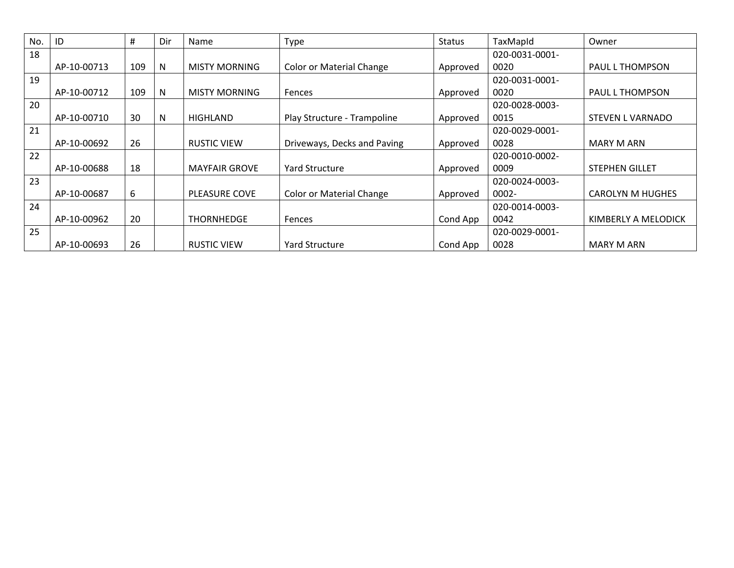| No. | ID | # | Dir | Name | Type | Status | TaxMapId | Owner |
|---|---|---|---|---|---|---|---|---|
| 18 | AP-10-00713 | 109 | N | MISTY MORNING | Color or Material Change | Approved | 020-0031-0001-0020 | PAUL L THOMPSON |
| 19 | AP-10-00712 | 109 | N | MISTY MORNING | Fences | Approved | 020-0031-0001-0020 | PAUL L THOMPSON |
| 20 | AP-10-00710 | 30 | N | HIGHLAND | Play Structure - Trampoline | Approved | 020-0028-0003-0015 | STEVEN L VARNADO |
| 21 | AP-10-00692 | 26 | | RUSTIC VIEW | Driveways, Decks and Paving | Approved | 020-0029-0001-0028 | MARY M ARN |
| 22 | AP-10-00688 | 18 | | MAYFAIR GROVE | Yard Structure | Approved | 020-0010-0002-0009 | STEPHEN GILLET |
| 23 | AP-10-00687 | 6 | | PLEASURE COVE | Color or Material Change | Approved | 020-0024-0003-0002- | CAROLYN M HUGHES |
| 24 | AP-10-00962 | 20 | | THORNHEDGE | Fences | Cond App | 020-0014-0003-0042 | KIMBERLY A MELODICK |
| 25 | AP-10-00693 | 26 | | RUSTIC VIEW | Yard Structure | Cond App | 020-0029-0001-0028 | MARY M ARN |